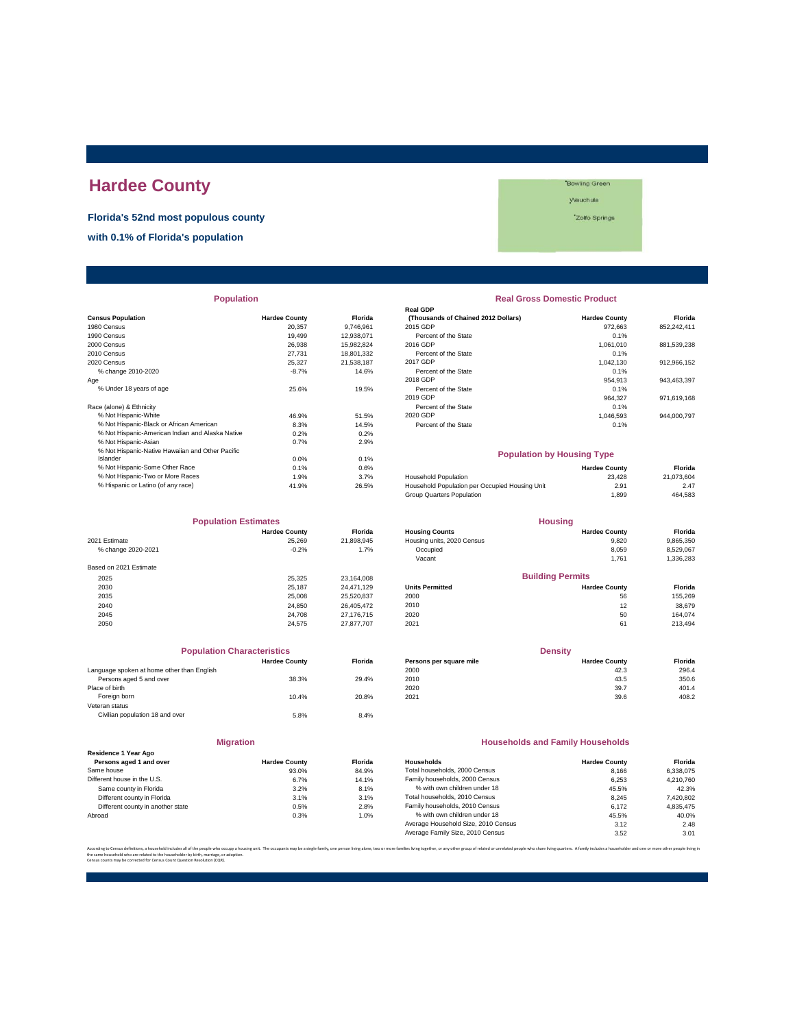# Hardee County

**Florida's 52nd most populous county**

**with 0.1% of Florida's population**

Bowling Green

Wauchula

Zolfo Springs

## Population

| Census Population | Hardee County | Florida |
|---|---|---|
| 1980 Census | 20,357 | 9,746,961 |
| 1990 Census | 19,499 | 12,938,071 |
| 2000 Census | 26,938 | 15,982,824 |
| 2010 Census | 27,731 | 18,801,332 |
| 2020 Census | 25,327 | 21,538,187 |
| % change 2010-2020 | -8.7% | 14.6% |
| Age | | |
| % Under 18 years of age | 25.6% | 19.5% |
| Race (alone) & Ethnicity | | |
| % Not Hispanic-White | 46.9% | 51.5% |
| % Not Hispanic-Black or African American | 8.3% | 14.5% |
| % Not Hispanic-American Indian and Alaska Native | 0.2% | 0.2% |
| % Not Hispanic-Asian | 0.7% | 2.9% |
| % Not Hispanic-Native Hawaiian and Other Pacific Islander | 0.0% | 0.1% |
| % Not Hispanic-Some Other Race | 0.1% | 0.6% |
| % Not Hispanic-Two or More Races | 1.9% | 3.7% |
| % Hispanic or Latino (of any race) | 41.9% | 26.5% |

## Real Gross Domestic Product

| Real GDP (Thousands of Chained 2012 Dollars) | Hardee County | Florida |
|---|---|---|
| 2015 GDP | 972,663 | 852,242,411 |
| Percent of the State | 0.1% | |
| 2016 GDP | 1,061,010 | 881,539,238 |
| Percent of the State | 0.1% | |
| 2017 GDP | 1,042,130 | 912,966,152 |
| Percent of the State | 0.1% | |
| 2018 GDP | 954,913 | 943,463,397 |
| Percent of the State | 0.1% | |
| 2019 GDP | 964,327 | 971,619,168 |
| Percent of the State | 0.1% | |
| 2020 GDP | 1,046,593 | 944,000,797 |
| Percent of the State | 0.1% | |

## Population by Housing Type

| | Hardee County | Florida |
|---|---|---|
| Household Population | 23,428 | 21,073,604 |
| Household Population per Occupied Housing Unit | 2.91 | 2.47 |
| Group Quarters Population | 1,899 | 464,583 |

## Population Estimates

| | Hardee County | Florida |
|---|---|---|
| 2021 Estimate | 25,269 | 21,898,945 |
| % change 2020-2021 | -0.2% | 1.7% |
| Based on 2021 Estimate | | |
| 2025 | 25,325 | 23,164,008 |
| 2030 | 25,187 | 24,471,129 |
| 2035 | 25,008 | 25,520,837 |
| 2040 | 24,850 | 26,405,472 |
| 2045 | 24,708 | 27,176,715 |
| 2050 | 24,575 | 27,877,707 |

## Housing

| Housing Counts | Hardee County | Florida |
|---|---|---|
| Housing units, 2020 Census | 9,820 | 9,865,350 |
| Occupied | 8,059 | 8,529,067 |
| Vacant | 1,761 | 1,336,283 |

## Building Permits

| Units Permitted | Hardee County | Florida |
|---|---|---|
| 2000 | 56 | 155,269 |
| 2010 | 12 | 38,679 |
| 2020 | 50 | 164,074 |
| 2021 | 61 | 213,494 |

## Population Characteristics

| | Hardee County | Florida |
|---|---|---|
| Language spoken at home other than English | | |
| Persons aged 5 and over | 38.3% | 29.4% |
| Place of birth | | |
| Foreign born | 10.4% | 20.8% |
| Veteran status | | |
| Civilian population 18 and over | 5.8% | 8.4% |

## Density

| Persons per square mile | Hardee County | Florida |
|---|---|---|
| 2000 | 42.3 | 296.4 |
| 2010 | 43.5 | 350.6 |
| 2020 | 39.7 | 401.4 |
| 2021 | 39.6 | 408.2 |

## Migration

| Residence 1 Year Ago Persons aged 1 and over | Hardee County | Florida |
|---|---|---|
| Same house | 93.0% | 84.9% |
| Different house in the U.S. | 6.7% | 14.1% |
| Same county in Florida | 3.2% | 8.1% |
| Different county in Florida | 3.1% | 3.1% |
| Different county in another state | 0.5% | 2.8% |
| Abroad | 0.3% | 1.0% |

## Households and Family Households

| Households | Hardee County | Florida |
|---|---|---|
| Total households, 2000 Census | 8,166 | 6,338,075 |
| Family households, 2000 Census | 6,253 | 4,210,760 |
| % with own children under 18 | 45.5% | 42.3% |
| Total households, 2010 Census | 8,245 | 7,420,802 |
| Family households, 2010 Census | 6,172 | 4,835,475 |
| % with own children under 18 | 45.5% | 40.0% |
| Average Household Size, 2010 Census | 3.12 | 2.48 |
| Average Family Size, 2010 Census | 3.52 | 3.01 |

According to Census definitions, a household includes all of the people who occupy a housing unit. The occupants may be a single family, one person living alone, two or more families living together, or any other group of related or unrelated people who share living quarters. A family includes a householder and one or more other people living in the same household who are related to the householder by birth, marriage, or adoption.
Census counts may be corrected for Census Count Question Resolution (CQR).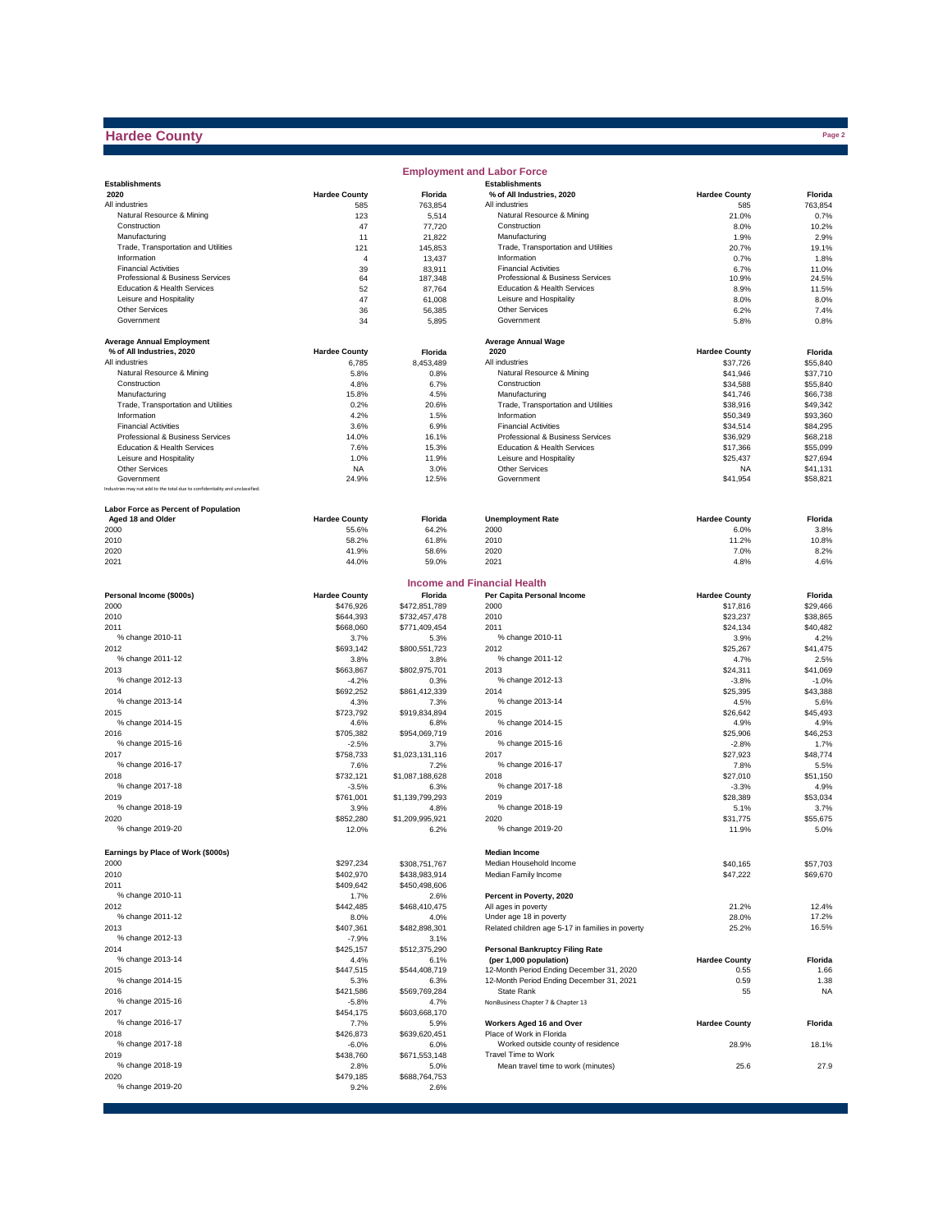# Hardee County

## Employment and Labor Force

| Establishments 2020 | Hardee County | Florida |
|---|---|---|
| All industries | 585 | 763,854 |
| Natural Resource & Mining | 123 | 5,514 |
| Construction | 47 | 77,720 |
| Manufacturing | 11 | 21,822 |
| Trade, Transportation and Utilities | 121 | 145,853 |
| Information | 4 | 13,437 |
| Financial Activities | 39 | 83,911 |
| Professional & Business Services | 64 | 187,348 |
| Education & Health Services | 52 | 87,764 |
| Leisure and Hospitality | 47 | 61,008 |
| Other Services | 36 | 56,385 |
| Government | 34 | 5,895 |

| Establishments % of All Industries, 2020 | Hardee County | Florida |
|---|---|---|
| All industries | 585 | 763,854 |
| Natural Resource & Mining | 21.0% | 0.7% |
| Construction | 8.0% | 10.2% |
| Manufacturing | 1.9% | 2.9% |
| Trade, Transportation and Utilities | 20.7% | 19.1% |
| Information | 0.7% | 1.8% |
| Financial Activities | 6.7% | 11.0% |
| Professional & Business Services | 10.9% | 24.5% |
| Education & Health Services | 8.9% | 11.5% |
| Leisure and Hospitality | 8.0% | 8.0% |
| Other Services | 6.2% | 7.4% |
| Government | 5.8% | 0.8% |

| Average Annual Employment % of All Industries, 2020 | Hardee County | Florida |
|---|---|---|
| All industries | 6,785 | 8,453,489 |
| Natural Resource & Mining | 5.8% | 0.8% |
| Construction | 4.8% | 6.7% |
| Manufacturing | 15.8% | 4.5% |
| Trade, Transportation and Utilities | 0.2% | 20.6% |
| Information | 4.2% | 1.5% |
| Financial Activities | 3.6% | 6.9% |
| Professional & Business Services | 14.0% | 16.1% |
| Education & Health Services | 7.6% | 15.3% |
| Leisure and Hospitality | 1.0% | 11.9% |
| Other Services | NA | 3.0% |
| Government | 24.9% | 12.5% |

Industries may not add to the total due to confidentiality and unclassified.

| Average Annual Wage 2020 | Hardee County | Florida |
|---|---|---|
| All industries | $37,726 | $55,840 |
| Natural Resource & Mining | $41,946 | $37,710 |
| Construction | $34,588 | $55,840 |
| Manufacturing | $41,746 | $66,738 |
| Trade, Transportation and Utilities | $38,916 | $49,342 |
| Information | $50,349 | $93,360 |
| Financial Activities | $34,514 | $84,295 |
| Professional & Business Services | $36,929 | $68,218 |
| Education & Health Services | $17,366 | $55,099 |
| Leisure and Hospitality | $25,437 | $27,694 |
| Other Services | NA | $41,131 |
| Government | $41,954 | $58,821 |

| Labor Force as Percent of Population Aged 18 and Older | Hardee County | Florida |
|---|---|---|
| 2000 | 55.6% | 64.2% |
| 2010 | 58.2% | 61.8% |
| 2020 | 41.9% | 58.6% |
| 2021 | 44.0% | 59.0% |

| Unemployment Rate | Hardee County | Florida |
|---|---|---|
| 2000 | 6.0% | 3.8% |
| 2010 | 11.2% | 10.8% |
| 2020 | 7.0% | 8.2% |
| 2021 | 4.8% | 4.6% |

## Income and Financial Health

| Personal Income ($000s) | Hardee County | Florida |
|---|---|---|
| 2000 | $476,926 | $472,851,789 |
| 2010 | $644,393 | $732,457,478 |
| 2011 | $668,060 | $771,409,454 |
| % change 2010-11 | 3.7% | 5.3% |
| 2012 | $693,142 | $800,551,723 |
| % change 2011-12 | 3.8% | 3.8% |
| 2013 | $663,867 | $802,975,701 |
| % change 2012-13 | -4.2% | 0.3% |
| 2014 | $692,252 | $861,412,339 |
| % change 2013-14 | 4.3% | 7.3% |
| 2015 | $723,792 | $919,834,894 |
| % change 2014-15 | 4.6% | 6.8% |
| 2016 | $705,382 | $954,069,719 |
| % change 2015-16 | -2.5% | 3.7% |
| 2017 | $758,733 | $1,023,131,116 |
| % change 2016-17 | 7.6% | 7.2% |
| 2018 | $732,121 | $1,087,188,628 |
| % change 2017-18 | -3.5% | 6.3% |
| 2019 | $761,001 | $1,139,799,293 |
| % change 2018-19 | 3.9% | 4.8% |
| 2020 | $852,280 | $1,209,995,921 |
| % change 2019-20 | 12.0% | 6.2% |

| Per Capita Personal Income | Hardee County | Florida |
|---|---|---|
| 2000 | $17,816 | $29,466 |
| 2010 | $23,237 | $38,865 |
| 2011 | $24,134 | $40,482 |
| % change 2010-11 | 3.9% | 4.2% |
| 2012 | $25,267 | $41,475 |
| % change 2011-12 | 4.7% | 2.5% |
| 2013 | $24,311 | $41,069 |
| % change 2012-13 | -3.8% | -1.0% |
| 2014 | $25,395 | $43,388 |
| % change 2013-14 | 4.5% | 5.6% |
| 2015 | $26,642 | $45,493 |
| % change 2014-15 | 4.9% | 4.9% |
| 2016 | $25,906 | $46,253 |
| % change 2015-16 | -2.8% | 1.7% |
| 2017 | $27,923 | $48,774 |
| % change 2016-17 | 7.8% | 5.5% |
| 2018 | $27,010 | $51,150 |
| % change 2017-18 | -3.3% | 4.9% |
| 2019 | $28,389 | $53,034 |
| % change 2018-19 | 5.1% | 3.7% |
| 2020 | $31,775 | $55,675 |
| % change 2019-20 | 11.9% | 5.0% |

| Earnings by Place of Work ($000s) | Hardee County | Florida |
|---|---|---|
| 2000 | $297,234 | $308,751,767 |
| 2010 | $402,970 | $438,983,914 |
| 2011 | $409,642 | $450,498,606 |
| % change 2010-11 | 1.7% | 2.6% |
| 2012 | $442,485 | $468,410,475 |
| % change 2011-12 | 8.0% | 4.0% |
| 2013 | $407,361 | $482,898,301 |
| % change 2012-13 | -7.9% | 3.1% |
| 2014 | $425,157 | $512,375,290 |
| % change 2013-14 | 4.4% | 6.1% |
| 2015 | $447,515 | $544,408,719 |
| % change 2014-15 | 5.3% | 6.3% |
| 2016 | $421,586 | $569,769,284 |
| % change 2015-16 | -5.8% | 4.7% |
| 2017 | $454,175 | $603,668,170 |
| % change 2016-17 | 7.7% | 5.9% |
| 2018 | $426,873 | $639,620,451 |
| % change 2017-18 | -6.0% | 6.0% |
| 2019 | $438,760 | $671,553,148 |
| % change 2018-19 | 2.8% | 5.0% |
| 2020 | $479,185 | $688,764,753 |
| % change 2019-20 | 9.2% | 2.6% |

| Median Income | Hardee County | Florida |
|---|---|---|
| Median Household Income | $40,165 | $57,703 |
| Median Family Income | $47,222 | $69,670 |

| Percent in Poverty, 2020 | Hardee County | Florida |
|---|---|---|
| All ages in poverty | 21.2% | 12.4% |
| Under age 18 in poverty | 28.0% | 17.2% |
| Related children age 5-17 in families in poverty | 25.2% | 16.5% |

| Personal Bankruptcy Filing Rate (per 1,000 population) | Hardee County | Florida |
|---|---|---|
| 12-Month Period Ending December 31, 2020 | 0.55 | 1.66 |
| 12-Month Period Ending December 31, 2021 | 0.59 | 1.38 |
| State Rank | 55 | NA |

NonBusiness Chapter 7 & Chapter 13

| Workers Aged 16 and Over | Hardee County | Florida |
|---|---|---|
| Place of Work in Florida | | |
| Worked outside county of residence | 28.9% | 18.1% |
| Travel Time to Work | | |
| Mean travel time to work (minutes) | 25.6 | 27.9 |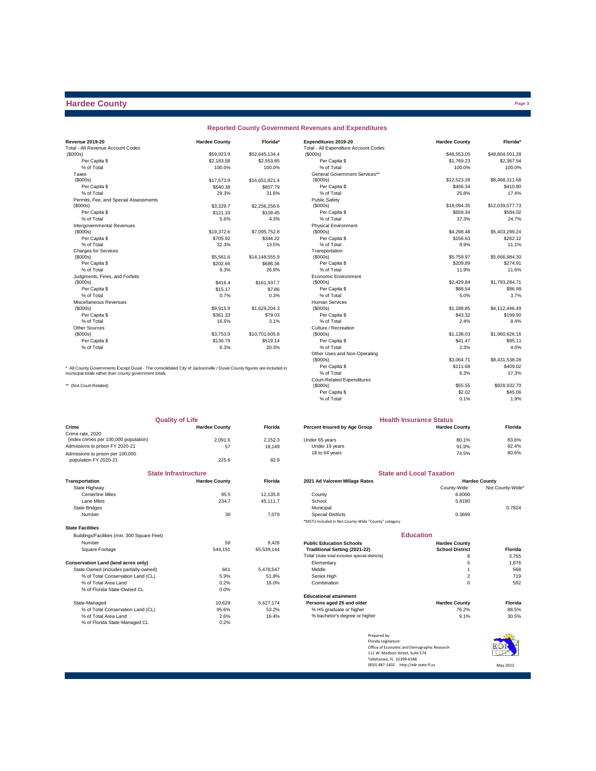# Hardee County

## Reported County Government Revenues and Expenditures

| Revenue 2019-20 | Hardee County | Florida* |
|---|---|---|
| Total - All Revenue Account Codes | | |
| ($000s) | $59,923.9 | $52,645,134.4 |
| Per Capita $ | $2,183.58 | $2,553.85 |
| % of Total | 100.0% | 100.0% |
| Taxes | | |
| ($000s) | $17,573.9 | $16,651,821.4 |
| Per Capita $ | $640.38 | $807.79 |
| % of Total | 29.3% | 31.6% |
| Permits, Fee, and Special Assessments | | |
| ($000s) | $3,329.7 | $2,256,256.6 |
| Per Capita $ | $121.33 | $109.45 |
| % of Total | 5.6% | 4.3% |
| Intergovernmental Revenues | | |
| ($000s) | $19,372.6 | $7,095,752.8 |
| Per Capita $ | $705.92 | $344.22 |
| % of Total | 32.3% | 13.5% |
| Charges for Services | | |
| ($000s) | $5,561.6 | $14,148,555.9 |
| Per Capita $ | $202.66 | $686.36 |
| % of Total | 9.3% | 26.9% |
| Judgments, Fines, and Forfeits | | |
| ($000s) | $416.4 | $161,937.7 |
| Per Capita $ | $15.17 | $7.86 |
| % of Total | 0.7% | 0.3% |
| Miscellaneous Revenues | | |
| ($000s) | $9,915.9 | $1,629,204.3 |
| Per Capita $ | $361.33 | $79.03 |
| % of Total | 16.5% | 3.1% |
| Other Sources | | |
| ($000s) | $3,753.9 | $10,701,605.8 |
| Per Capita $ | $136.79 | $519.14 |
| % of Total | 6.3% | 20.3% |

\* All County Governments Except Duval - The consolidated City of Jacksonville / Duval County figures are included in municipal totals rather than county government totals.

** (Not Court-Related)

| Expenditures 2019-20 | Hardee County | Florida* |
|---|---|---|
| Total - All Expenditure Account Codes | | |
| ($000s) | $48,553.05 | $48,804,501.28 |
| Per Capita $ | $1,769.23 | $2,367.54 |
| % of Total | 100.0% | 100.0% |
| General Government Services** | | |
| ($000s) | $12,523.28 | $8,468,311.68 |
| Per Capita $ | $456.34 | $410.80 |
| % of Total | 25.8% | 17.4% |
| Public Safety | | |
| ($000s) | $18,094.35 | $12,039,077.73 |
| Per Capita $ | $659.34 | $584.02 |
| % of Total | 37.3% | 24.7% |
| Physical Environment | | |
| ($000s) | $4,298.48 | $5,403,299.24 |
| Per Capita $ | $156.63 | $262.12 |
| % of Total | 8.9% | 11.1% |
| Transportation | | |
| ($000s) | $5,759.97 | $5,666,984.30 |
| Per Capita $ | $209.89 | $274.91 |
| % of Total | 11.9% | 11.6% |
| Economic Environment | | |
| ($000s) | $2,429.84 | $1,793,284.71 |
| Per Capita $ | $88.54 | $86.99 |
| % of Total | 5.0% | 3.7% |
| Human Services | | |
| ($000s) | $1,188.85 | $4,112,446.49 |
| Per Capita $ | $43.32 | $199.50 |
| % of Total | 2.4% | 8.4% |
| Culture / Recreation | | |
| ($000s) | $1,138.03 | $1,960,626.16 |
| Per Capita $ | $41.47 | $95.11 |
| % of Total | 2.3% | 4.0% |
| Other Uses and Non-Operating | | |
| ($000s) | $3,064.71 | $8,431,538.28 |
| Per Capita $ | $111.68 | $409.02 |
| % of Total | 6.3% | 17.3% |
| Court-Related Expenditures | | |
| ($000s) | $55.55 | $928,932.70 |
| Per Capita $ | $2.02 | $45.06 |
| % of Total | 0.1% | 1.9% |

## Quality of Life

| Crime | Hardee County | Florida |
|---|---|---|
| Crime rate, 2020 | | |
| (index crimes per 100,000 population) | 2,091.6 | 2,152.3 |
| Admissions to prison FY 2020-21 | 57 | 18,149 |
| Admissions to prison per 100,000 population FY 2020-21 | 225.6 | 82.9 |

## Health Insurance Status

| Percent Insured by Age Group | Hardee County | Florida |
|---|---|---|
| Under 65 years | 80.1% | 83.6% |
| Under 19 years | 91.9% | 92.4% |
| 18 to 64 years | 74.5% | 80.6% |

## State Infrastructure

| Transportation | Hardee County | Florida |
|---|---|---|
| State Highway | | |
| Centerline Miles | 95.5 | 12,135.8 |
| Lane Miles | 234.7 | 45,111.7 |
| State Bridges | | |
| Number | 30 | 7,079 |
| **State Facilities** | | |
| Buildings/Facilities (min. 300 Square Feet) | | |
| Number | 59 | 9,426 |
| Square Footage | 544,151 | 65,539,144 |
| **Conservation Land (land acres only)** | | |
| State-Owned (includes partially-owned) | 661 | 5,478,547 |
| % of Total Conservation Land (CL) | 5.9% | 51.8% |
| % of Total Area Land | 0.2% | 16.0% |
| % of Florida State-Owned CL | 0.0% | |
| State-Managed | 10,629 | 5,627,174 |
| % of Total Conservation Land (CL) | 95.6% | 53.2% |
| % of Total Area Land | 2.6% | 16.4% |
| % of Florida State-Managed CL | 0.2% | |

## State and Local Taxation

| 2021 Ad Valorem Millage Rates | Hardee County County-Wide | Hardee County Not County-Wide* |
|---|---|---|
| County | 8.8000 | |
| School | 5.8190 | |
| Municipal | | 0.7824 |
| Special Districts | 0.3699 | |

*MSTU included in Not County-Wide "County" category

## Education

| Public Education Schools Traditional Setting (2021-22) | Hardee County School District | Florida |
|---|---|---|
| Total (state total includes special districts) | 8 | 3,755 |
| Elementary | 5 | 1,876 |
| Middle | 1 | 568 |
| Senior High | 2 | 719 |
| Combination | 0 | 592 |

| Educational attainment Persons aged 25 and older | Hardee County | Florida |
|---|---|---|
| % HS graduate or higher | 76.2% | 88.5% |
| % bachelor's degree or higher | 9.1% | 30.5% |

Prepared by:
Florida Legislature
Office of Economic and Demographic Research
111 W. Madison Street, Suite 574
Tallahassee, FL 32399-6588
(850) 487-1402 http://edr.state.fl.us

May 2022